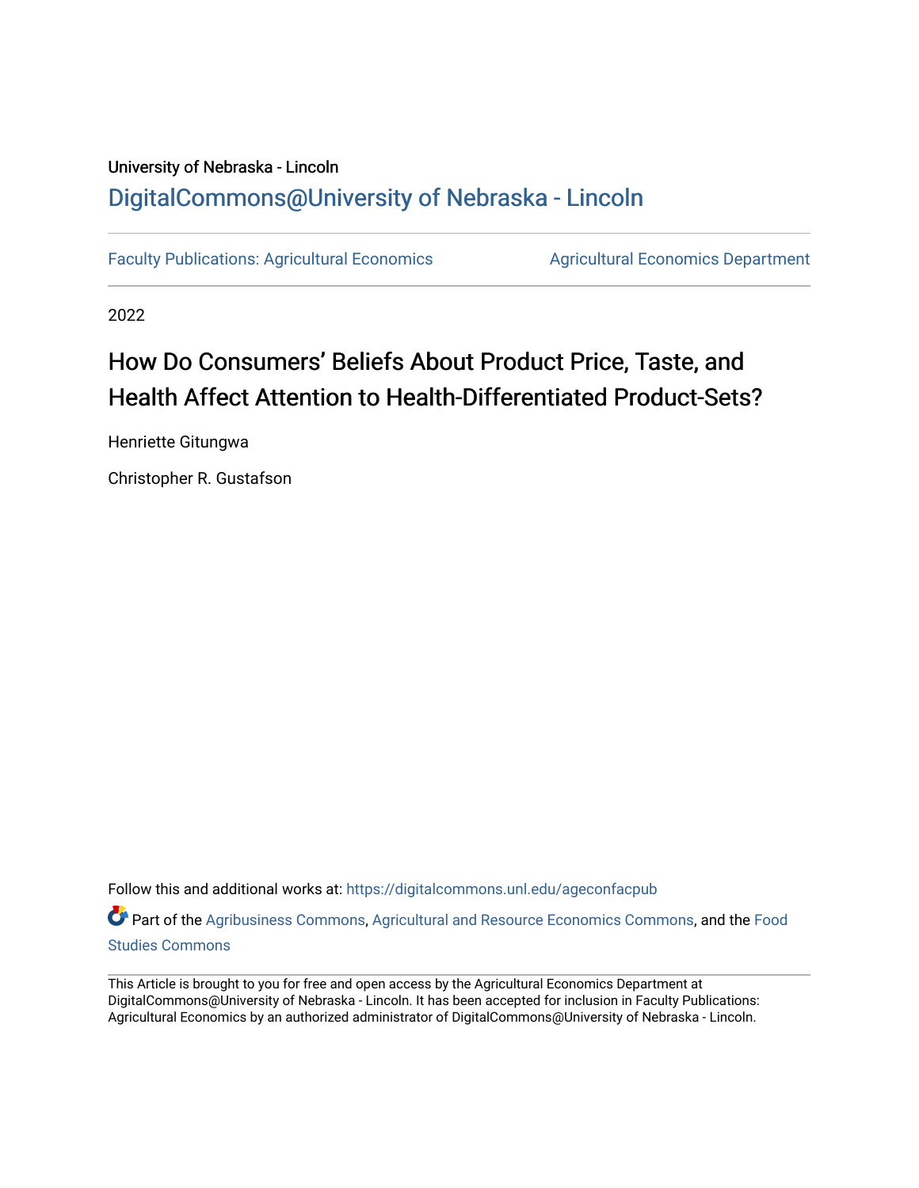University of Nebraska - Lincoln

DigitalCommons@University of Nebraska - Lincoln

Faculty Publications: Agricultural Economics

Agricultural Economics Department

2022

# How Do Consumers' Beliefs About Product Price, Taste, and Health Affect Attention to Health-Differentiated Product-Sets?

Henriette Gitungwa

Christopher R. Gustafson

Follow this and additional works at: https://digitalcommons.unl.edu/ageconfacpub

Part of the Agribusiness Commons, Agricultural and Resource Economics Commons, and the Food Studies Commons

This Article is brought to you for free and open access by the Agricultural Economics Department at DigitalCommons@University of Nebraska - Lincoln. It has been accepted for inclusion in Faculty Publications: Agricultural Economics by an authorized administrator of DigitalCommons@University of Nebraska - Lincoln.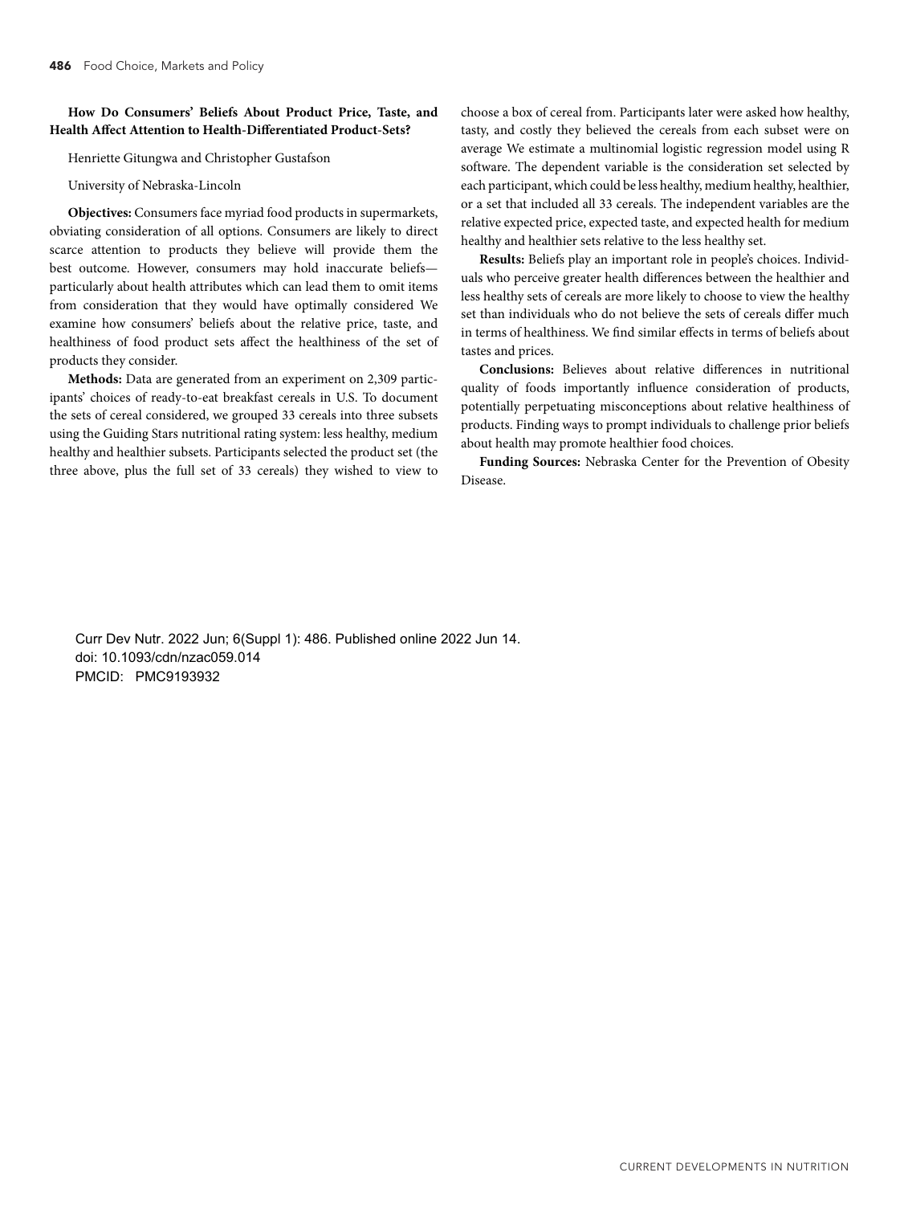## How Do Consumers' Beliefs About Product Price, Taste, and Health Affect Attention to Health-Differentiated Product-Sets?

Henriette Gitungwa and Christopher Gustafson

University of Nebraska-Lincoln

**Objectives:** Consumers face myriad food products in supermarkets, obviating consideration of all options. Consumers are likely to direct scarce attention to products they believe will provide them the best outcome. However, consumers may hold inaccurate beliefs—particularly about health attributes which can lead them to omit items from consideration that they would have optimally considered We examine how consumers' beliefs about the relative price, taste, and healthiness of food product sets affect the healthiness of the set of products they consider.

**Methods:** Data are generated from an experiment on 2,309 participants' choices of ready-to-eat breakfast cereals in U.S. To document the sets of cereal considered, we grouped 33 cereals into three subsets using the Guiding Stars nutritional rating system: less healthy, medium healthy and healthier subsets. Participants selected the product set (the three above, plus the full set of 33 cereals) they wished to view to choose a box of cereal from. Participants later were asked how healthy, tasty, and costly they believed the cereals from each subset were on average We estimate a multinomial logistic regression model using R software. The dependent variable is the consideration set selected by each participant, which could be less healthy, medium healthy, healthier, or a set that included all 33 cereals. The independent variables are the relative expected price, expected taste, and expected health for medium healthy and healthier sets relative to the less healthy set.

**Results:** Beliefs play an important role in people's choices. Individuals who perceive greater health differences between the healthier and less healthy sets of cereals are more likely to choose to view the healthy set than individuals who do not believe the sets of cereals differ much in terms of healthiness. We find similar effects in terms of beliefs about tastes and prices.

**Conclusions:** Believes about relative differences in nutritional quality of foods importantly influence consideration of products, potentially perpetuating misconceptions about relative healthiness of products. Finding ways to prompt individuals to challenge prior beliefs about health may promote healthier food choices.

**Funding Sources:** Nebraska Center for the Prevention of Obesity Disease.

Curr Dev Nutr. 2022 Jun; 6(Suppl 1): 486. Published online 2022 Jun 14.
doi: 10.1093/cdn/nzac059.014
PMCID: PMC9193932